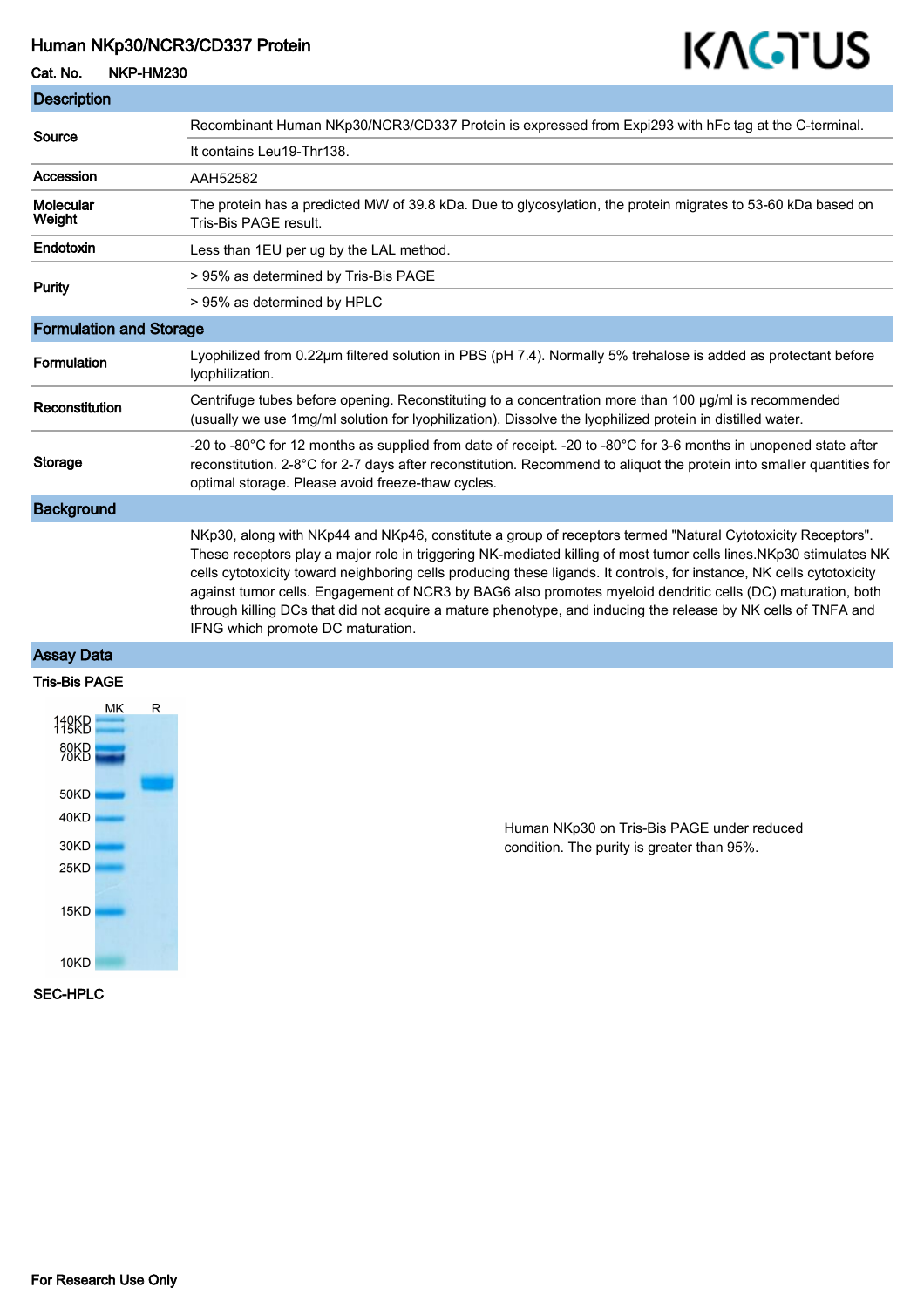# Human NKp30/NCR3/CD337 Protein

**Cat. No.** NKP-HM230

## Description

| | |
|---|---|
| **Source** | Recombinant Human NKp30/NCR3/CD337 Protein is expressed from Expi293 with hFc tag at the C-terminal. |
| | It contains Leu19-Thr138. |
| **Accession** | AAH52582 |
| **Molecular Weight** | The protein has a predicted MW of 39.8 kDa. Due to glycosylation, the protein migrates to 53-60 kDa based on Tris-Bis PAGE result. |
| **Endotoxin** | Less than 1EU per ug by the LAL method. |
| **Purity** | > 95% as determined by Tris-Bis PAGE |
| | > 95% as determined by HPLC |

## Formulation and Storage

| | |
|---|---|
| **Formulation** | Lyophilized from 0.22μm filtered solution in PBS (pH 7.4). Normally 5% trehalose is added as protectant before lyophilization. |
| **Reconstitution** | Centrifuge tubes before opening. Reconstituting to a concentration more than 100 μg/ml is recommended (usually we use 1mg/ml solution for lyophilization). Dissolve the lyophilized protein in distilled water. |
| **Storage** | -20 to -80°C for 12 months as supplied from date of receipt. -20 to -80°C for 3-6 months in unopened state after reconstitution. 2-8°C for 2-7 days after reconstitution. Recommend to aliquot the protein into smaller quantities for optimal storage. Please avoid freeze-thaw cycles. |

## Background

NKp30, along with NKp44 and NKp46, constitute a group of receptors termed "Natural Cytotoxicity Receptors". These receptors play a major role in triggering NK-mediated killing of most tumor cells lines.NKp30 stimulates NK cells cytotoxicity toward neighboring cells producing these ligands. It controls, for instance, NK cells cytotoxicity against tumor cells. Engagement of NCR3 by BAG6 also promotes myeloid dendritic cells (DC) maturation, both through killing DCs that did not acquire a mature phenotype, and inducing the release by NK cells of TNFA and IFNG which promote DC maturation.

## Assay Data

### Tris-Bis PAGE

Human NKp30 on Tris-Bis PAGE under reduced condition. The purity is greater than 95%.

### SEC-HPLC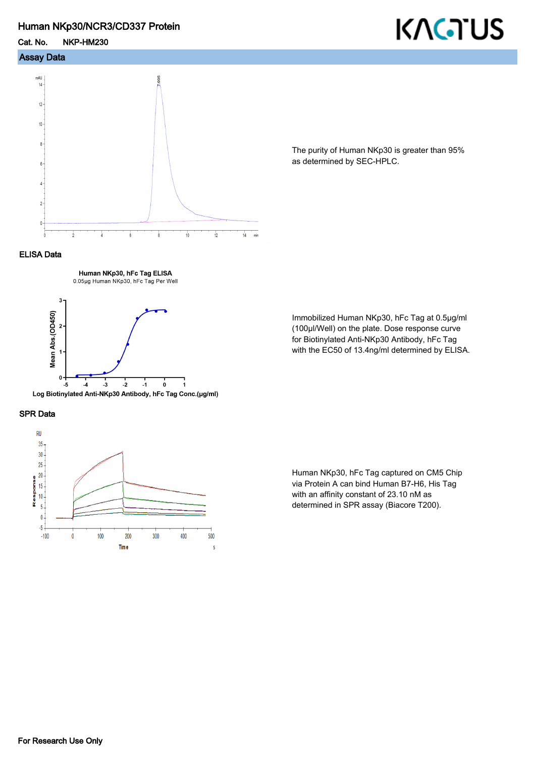# Human NKp30/NCR3/CD337 Protein

Cat. No. NKP-HM230

## Assay Data

mAU
14
12
10
8
6
4
2
0
7.995
0 2 4 6 8 10 12 14 min

The purity of Human NKp30 is greater than 95% as determined by SEC-HPLC.

## ELISA Data

**Human NKp30, hFc Tag ELISA**
0.05μg Human NKp30, hFc Tag Per Well

Mean Abs.(OD450)
3
2
1
0
-5 -4 -3 -2 -1 0 1
Log Biotinylated Anti-NKp30 Antibody, hFc Tag Conc.(μg/ml)

Immobilized Human NKp30, hFc Tag at 0.5μg/ml (100μl/Well) on the plate. Dose response curve for Biotinylated Anti-NKp30 Antibody, hFc Tag with the EC50 of 13.4ng/ml determined by ELISA.

## SPR Data

RU
35
30
25
20
15
10
5
0
-5
Response
-100 0 100 200 300 400 500
Time
s

Human NKp30, hFc Tag captured on CM5 Chip via Protein A can bind Human B7-H6, His Tag with an affinity constant of 23.10 nM as determined in SPR assay (Biacore T200).

For Research Use Only